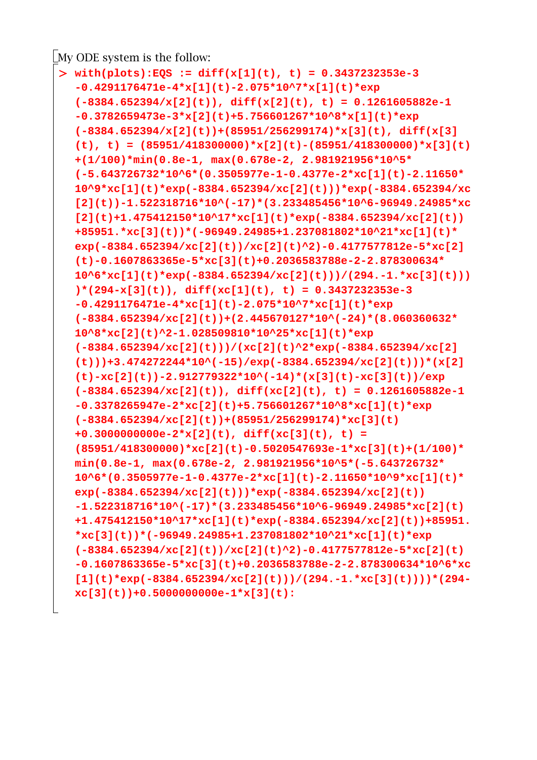My ODE system is the follow:

```
> with(plots):EQS := diff(x[1](t), t) = 0.3437232353e-3
  -0.4291176471e-4*x[1](t)-2.075*10^7*x[1](t)*exp
  (-8384.652394/x[2](t)), diff(x[2](t), t) = 0.1261605882e-1
  -0.3782659473e-3*x[2](t)+5.756601267*10^8*x[1](t)*exp
  (-8384.652394/x[2](t))+(85951/256299174)*x[3](t), diff(x[3]
  (t), t) = (85951/418300000)*x[2](t)-(85951/418300000)*x[3](t)
  +(1/100)*min(0.8e-1, max(0.678e-2, 2.981921956*10^5*
  (-5.643726732*10^6*(0.3505977e-1-0.4377e-2*xc[1](t)-2.11650*
  10^9*xc[1](t)*exp(-8384.652394/xc[2](t)))*exp(-8384.652394/xc
  [2](t))-1.522318716*10^(-17)*(3.233485456*10^6-96949.24985*xc
  [2](t)+1.475412150*10^17*xc[1](t)*exp(-8384.652394/xc[2](t))
  +85951.*xc[3](t))*(-96949.24985+1.237081802*10^21*xc[1](t)*
  exp(-8384.652394/xc[2](t))/xc[2](t)^2)-0.4177577812e-5*xc[2]
  (t)-0.1607863365e-5*xc[3](t)+0.2036583788e-2-2.878300634*
  10^6*xc[1](t)*exp(-8384.652394/xc[2](t)))/(294.-1.*xc[3](t)))
  )*(294-x[3](t)), diff(xc[1](t), t) = 0.3437232353e-3
  -0.4291176471e-4*xc[1](t)-2.075*10^7*xc[1](t)*exp
  (-8384.652394/xc[2](t))+(2.445670127*10^(-24)*(8.060360632*
  10^8*xc[2](t)^2-1.028509810*10^25*xc[1](t)*exp
  (-8384.652394/xc[2](t)))/(xc[2](t)^2*exp(-8384.652394/xc[2]
  (t)))+3.474272244*10^(-15)/exp(-8384.652394/xc[2](t)))*(x[2]
  (t)-xc[2](t))-2.912779322*10^(-14)*(x[3](t)-xc[3](t))/exp
  (-8384.652394/xc[2](t)), diff(xc[2](t), t) = 0.1261605882e-1
  -0.3378265947e-2*xc[2](t)+5.756601267*10^8*xc[1](t)*exp
  (-8384.652394/xc[2](t))+(85951/256299174)*xc[3](t)
  +0.3000000000e-2*x[2](t), diff(xc[3](t), t) =
  (85951/418300000)*xc[2](t)-0.5020547693e-1*xc[3](t)+(1/100)*
  min(0.8e-1, max(0.678e-2, 2.981921956*10^5*(-5.643726732*
  10^6*(0.3505977e-1-0.4377e-2*xc[1](t)-2.11650*10^9*xc[1](t)*
  exp(-8384.652394/xc[2](t)))*exp(-8384.652394/xc[2](t))
  -1.522318716*10^(-17)*(3.233485456*10^6-96949.24985*xc[2](t)
  +1.475412150*10^17*xc[1](t)*exp(-8384.652394/xc[2](t))+85951.
  *xc[3](t))*(-96949.24985+1.237081802*10^21*xc[1](t)*exp
  (-8384.652394/xc[2](t))/xc[2](t)^2)-0.4177577812e-5*xc[2](t)
  -0.1607863365e-5*xc[3](t)+0.2036583788e-2-2.878300634*10^6*xc
  [1](t)*exp(-8384.652394/xc[2](t)))/(294.-1.*xc[3](t))))*(294-
  xc[3](t))+0.5000000000e-1*x[3](t):
```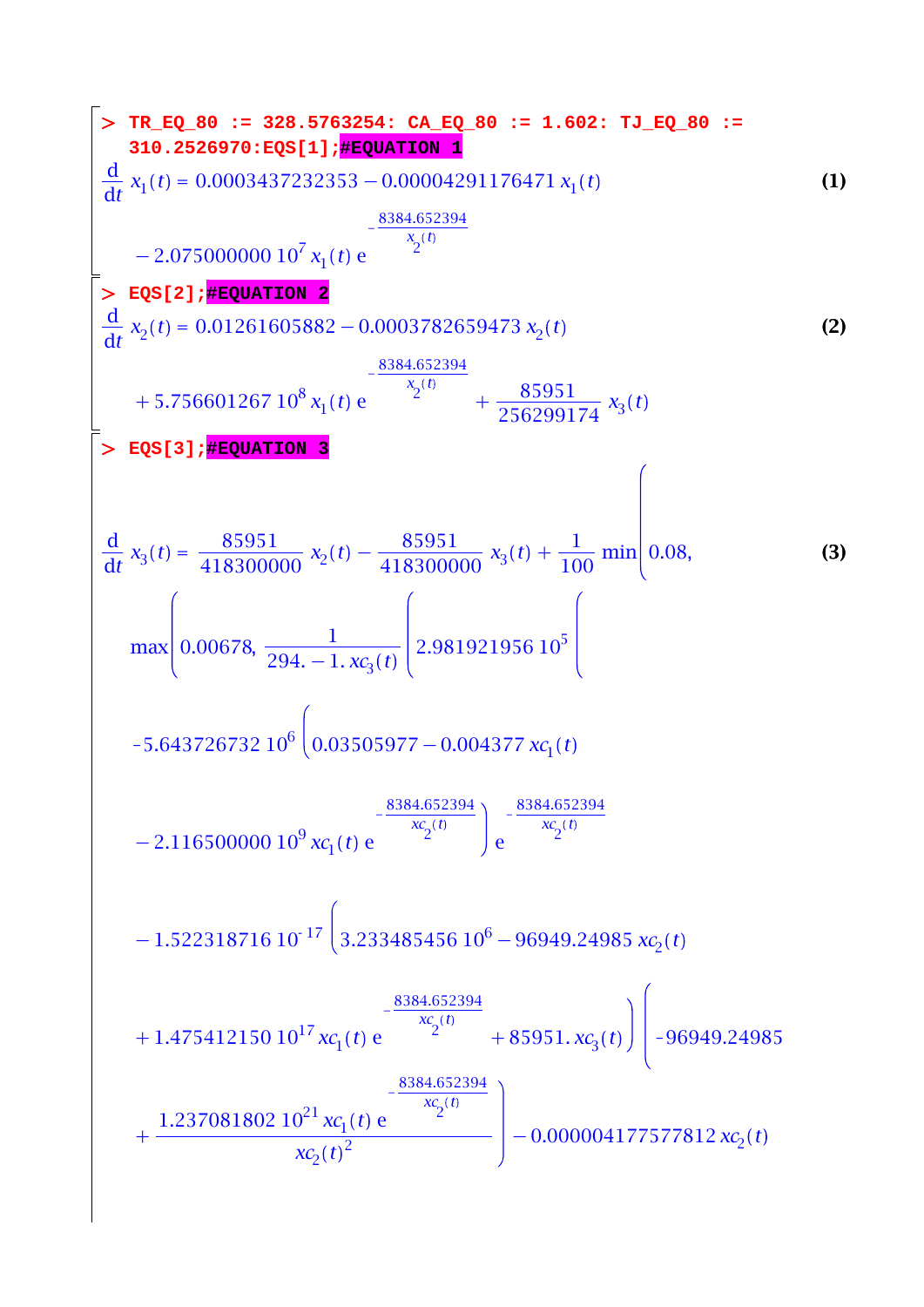```
> TR_EQ_80 := 328.5763254: CA_EQ_80 := 1.602: TJ_EQ_80 :=
  310.2526970:EQS[1];#EQUATION 1
```

$$\frac{d}{dt}\, x_1(t) = 0.0003437232353 - 0.00004291176471\, x_1(t) - 2.075000000\, 10^{7}\, x_1(t)\, e^{-\frac{8384.652394}{x_2(t)}} \tag{1}$$

```
> EQS[2];#EQUATION 2
```

$$\frac{d}{dt}\, x_2(t) = 0.01261605882 - 0.0003782659473\, x_2(t) + 5.756601267\, 10^{8}\, x_1(t)\, e^{-\frac{8384.652394}{x_2(t)}} + \frac{85951}{256299174}\, x_3(t) \tag{2}$$

```
> EQS[3];#EQUATION 3
```

$$\frac{d}{dt}\, x_3(t) = \frac{85951}{418300000}\, x_2(t) - \frac{85951}{418300000}\, x_3(t) + \frac{1}{100} \min\Bigg(0.08, \tag{3}$$

$$\max\Bigg(0.00678,\ \frac{1}{294. - 1.\, xc_3(t)} \Bigg(2.981921956\, 10^{5} \Bigg($$

$$-5.643726732\, 10^{6} \Big(0.03505977 - 0.004377\, xc_1(t)$$

$$- 2.116500000\, 10^{9}\, xc_1(t)\, e^{-\frac{8384.652394}{xc_2(t)}}\Big)\, e^{-\frac{8384.652394}{xc_2(t)}}$$

$$- 1.522318716\, 10^{-17} \Big(3.233485456\, 10^{6} - 96949.24985\, xc_2(t)$$

$$+ 1.475412150\, 10^{17}\, xc_1(t)\, e^{-\frac{8384.652394}{xc_2(t)}} + 85951.\, xc_3(t)\Big) \Bigg(-96949.24985$$

$$+ \frac{1.237081802\, 10^{21}\, xc_1(t)\, e^{-\frac{8384.652394}{xc_2(t)}}}{xc_2(t)^2}\Bigg) - 0.000004177577812\, xc_2(t)$$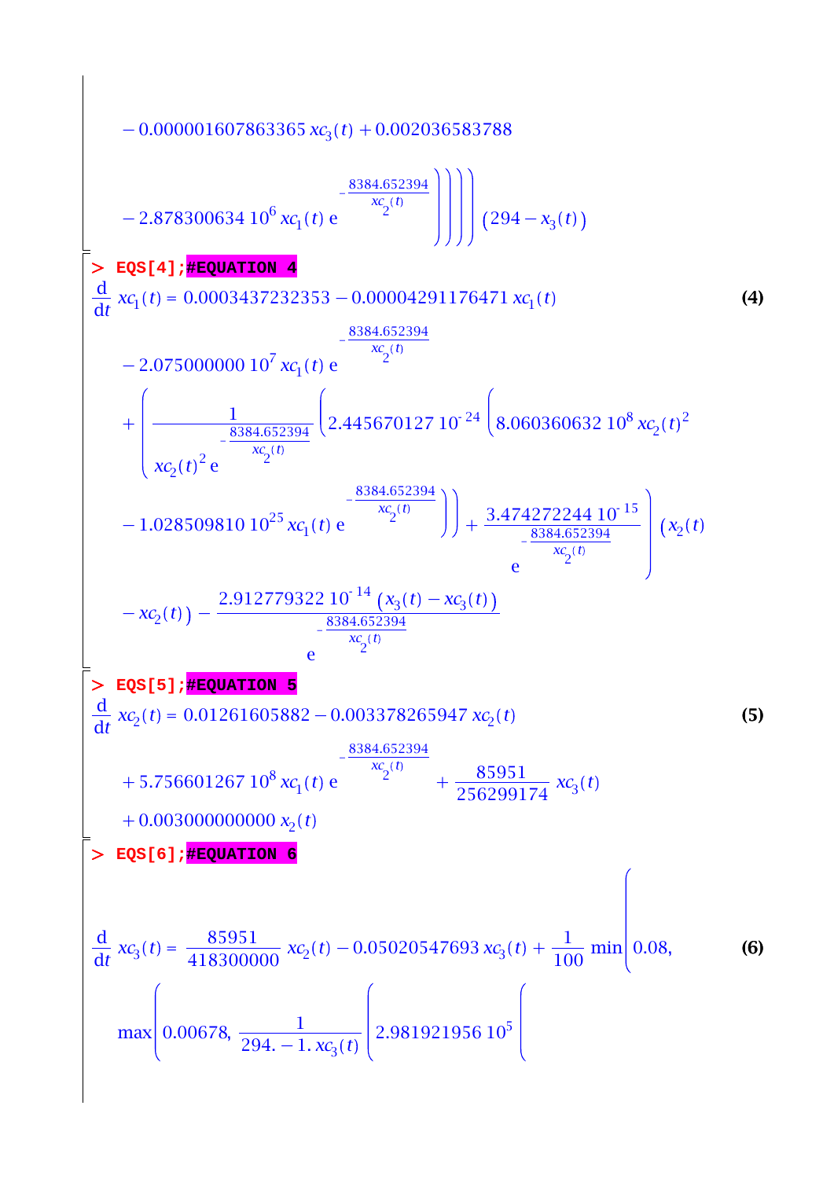$$- 0.000001607863365\, xc_3(t) + 0.002036583788$$

$$- 2.878300634\, 10^6\, xc_1(t)\, e^{-\frac{8384.652394}{xc_2(t)}} \Bigg)\Bigg)\Bigg)\Bigg) (294 - x_3(t))$$

```
> EQS[4];#EQUATION 4
```

$$\frac{d}{dt} xc_1(t) = 0.0003437232353 - 0.00004291176471\, xc_1(t) \tag{4}$$

$$- 2.075000000\, 10^7\, xc_1(t)\, e^{-\frac{8384.652394}{xc_2(t)}}$$

$$+ \left( \frac{1}{xc_2(t)^2\, e^{-\frac{8384.652394}{xc_2(t)}}} \left( 2.445670127\, 10^{-24} \left( 8.060360632\, 10^8\, xc_2(t)^2 \right.\right.\right.$$

$$\left.\left. - 1.028509810\, 10^{25}\, xc_1(t)\, e^{-\frac{8384.652394}{xc_2(t)}} \right)\right) + \left. \frac{3.474272244\, 10^{-15}}{e^{-\frac{8384.652394}{xc_2(t)}}} \right) (x_2(t)$$

$$- xc_2(t)) - \frac{2.912779322\, 10^{-14}\, (x_3(t) - xc_3(t))}{e^{-\frac{8384.652394}{xc_2(t)}}}$$

```
> EQS[5];#EQUATION 5
```

$$\frac{d}{dt} xc_2(t) = 0.01261605882 - 0.003378265947\, xc_2(t) \tag{5}$$

$$+ 5.756601267\, 10^8\, xc_1(t)\, e^{-\frac{8384.652394}{xc_2(t)}} + \frac{85951}{256299174}\, xc_3(t)$$

$$+ 0.003000000000\, x_2(t)$$

```
> EQS[6];#EQUATION 6
```

$$\frac{d}{dt} xc_3(t) = \frac{85951}{418300000}\, xc_2(t) - 0.05020547693\, xc_3(t) + \frac{1}{100} \min\Bigg( 0.08, \tag{6}$$

$$\max\Bigg( 0.00678, \frac{1}{294. - 1.\, xc_3(t)} \Bigg( 2.981921956\, 10^5 \Bigg($$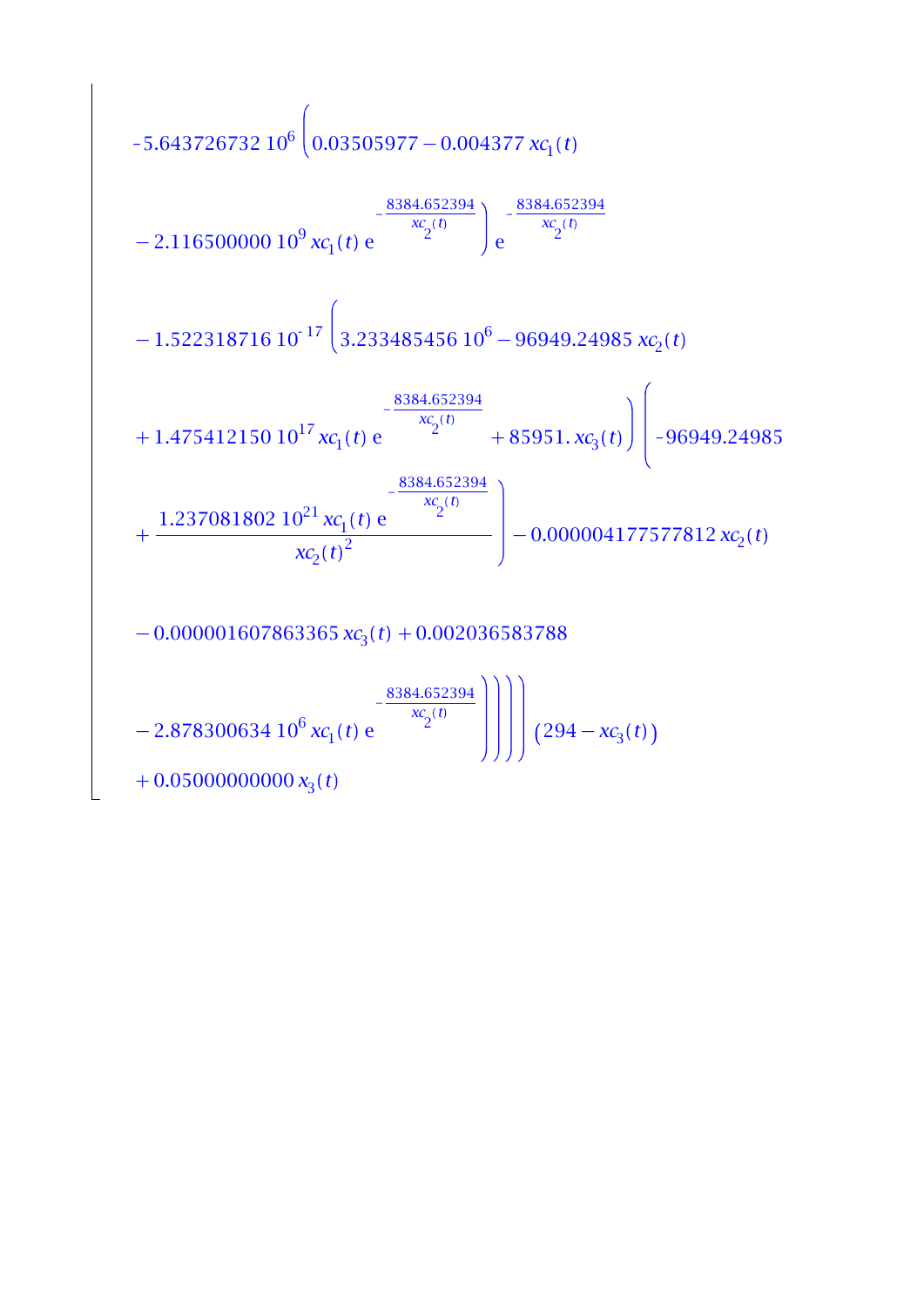$$
\begin{aligned}
&-5.643726732\ 10^{6} \Bigg(0.03505977 - 0.004377\, xc_1(t) \\
&- 2.116500000\ 10^{9}\, xc_1(t)\, \mathrm{e}^{-\frac{8384.652394}{xc_2(t)}}\Bigg) \mathrm{e}^{-\frac{8384.652394}{xc_2(t)}} \\
&- 1.522318716\ 10^{-17} \Bigg(3.233485456\ 10^{6} - 96949.24985\, xc_2(t) \\
&+ 1.475412150\ 10^{17}\, xc_1(t)\, \mathrm{e}^{-\frac{8384.652394}{xc_2(t)}} + 85951.\, xc_3(t)\Bigg) \Bigg(-96949.24985 \\
&+ \frac{1.237081802\ 10^{21}\, xc_1(t)\, \mathrm{e}^{-\frac{8384.652394}{xc_2(t)}}}{xc_2(t)^2}\Bigg) - 0.000004177577812\, xc_2(t) \\
&- 0.000001607863365\, xc_3(t) + 0.002036583788 \\
&- 2.878300634\ 10^{6}\, xc_1(t)\, \mathrm{e}^{-\frac{8384.652394}{xc_2(t)}}\Bigg)\Bigg)\Bigg)\Bigg) \big(294 - xc_3(t)\big) \\
&+ 0.05000000000\, x_3(t)
\end{aligned}
$$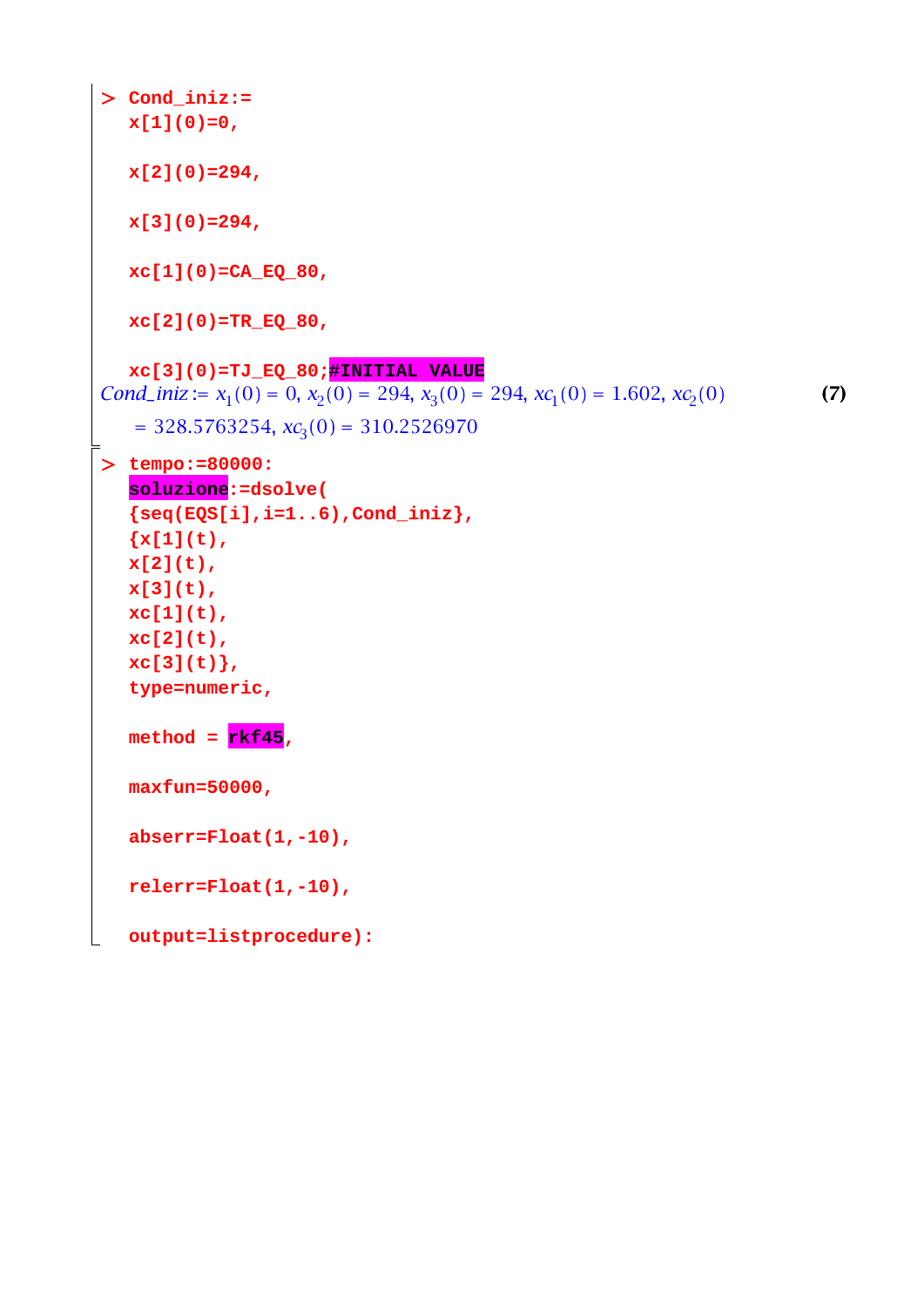```
> Cond_iniz:=
  x[1](0)=0,

  x[2](0)=294,

  x[3](0)=294,

  xc[1](0)=CA_EQ_80,

  xc[2](0)=TR_EQ_80,

  xc[3](0)=TJ_EQ_80;#INITIAL VALUE
```

$$Cond\_iniz := x_1(0) = 0,\ x_2(0) = 294,\ x_3(0) = 294,\ xc_1(0) = 1.602,\ xc_2(0) = 328.5763254,\ xc_3(0) = 310.2526970 \quad (7)$$

```
> tempo:=80000:
  soluzione:=dsolve(
  {seq(EQS[i],i=1..6),Cond_iniz},
  {x[1](t),
  x[2](t),
  x[3](t),
  xc[1](t),
  xc[2](t),
  xc[3](t)},
  type=numeric,

  method = rkf45,

  maxfun=50000,

  abserr=Float(1,-10),

  relerr=Float(1,-10),

  output=listprocedure):
```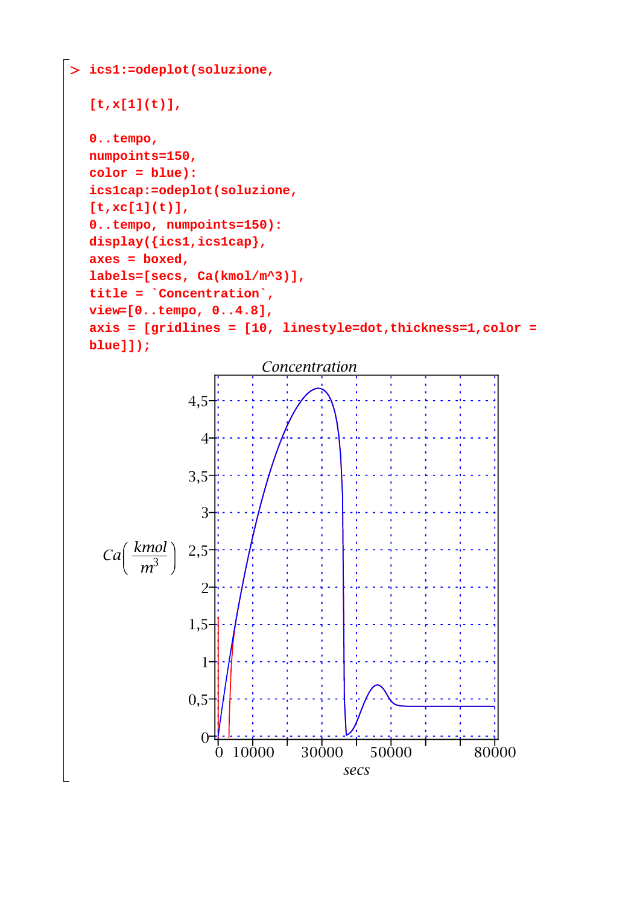```
> ics1:=odeplot(soluzione,

  [t,x[1](t)],

  0..tempo,
  numpoints=150,
  color = blue):
  ics1cap:=odeplot(soluzione,
  [t,xc[1](t)],
  0..tempo, numpoints=150):
  display({ics1,ics1cap},
  axes = boxed,
  labels=[secs, Ca(kmol/m^3)],
  title = `Concentration`,
  view=[0..tempo, 0..4.8],
  axis = [gridlines = [10, linestyle=dot,thickness=1,color =
  blue]]);
```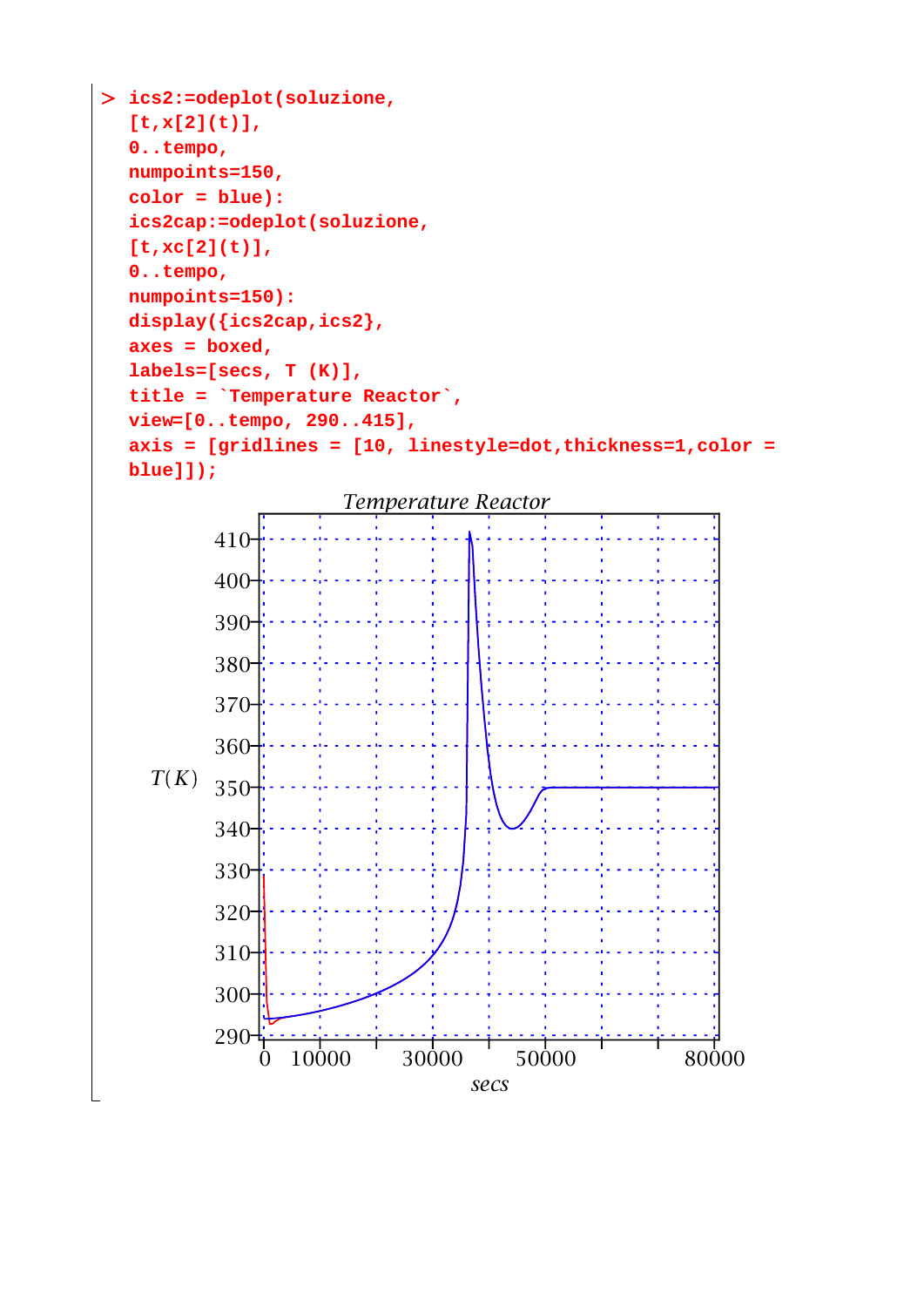```
> ics2:=odeplot(soluzione,
  [t,x[2](t)],
  0..tempo,
  numpoints=150,
  color = blue):
  ics2cap:=odeplot(soluzione,
  [t,xc[2](t)],
  0..tempo,
  numpoints=150):
  display({ics2cap,ics2},
  axes = boxed,
  labels=[secs, T (K)],
  title = `Temperature Reactor`,
  view=[0..tempo, 290..415],
  axis = [gridlines = [10, linestyle=dot,thickness=1,color =
  blue]]);
```

*Temperature Reactor*

$T(K)$

*secs*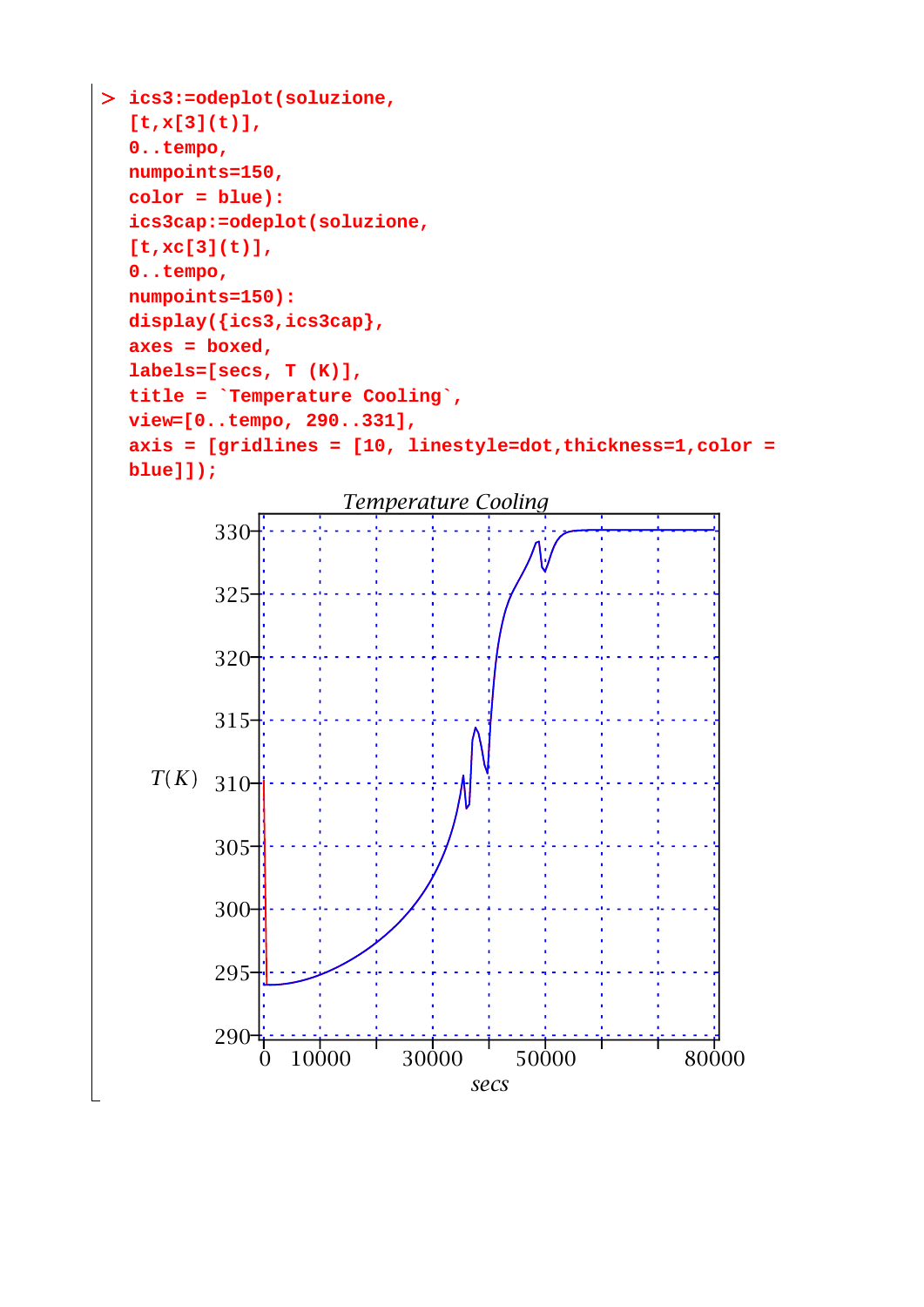```
> ics3:=odeplot(soluzione,
  [t,x[3](t)],
  0..tempo,
  numpoints=150,
  color = blue):
  ics3cap:=odeplot(soluzione,
  [t,xc[3](t)],
  0..tempo,
  numpoints=150):
  display({ics3,ics3cap},
  axes = boxed,
  labels=[secs, T (K)],
  title = `Temperature Cooling`,
  view=[0..tempo, 290..331],
  axis = [gridlines = [10, linestyle=dot,thickness=1,color =
  blue]]);
```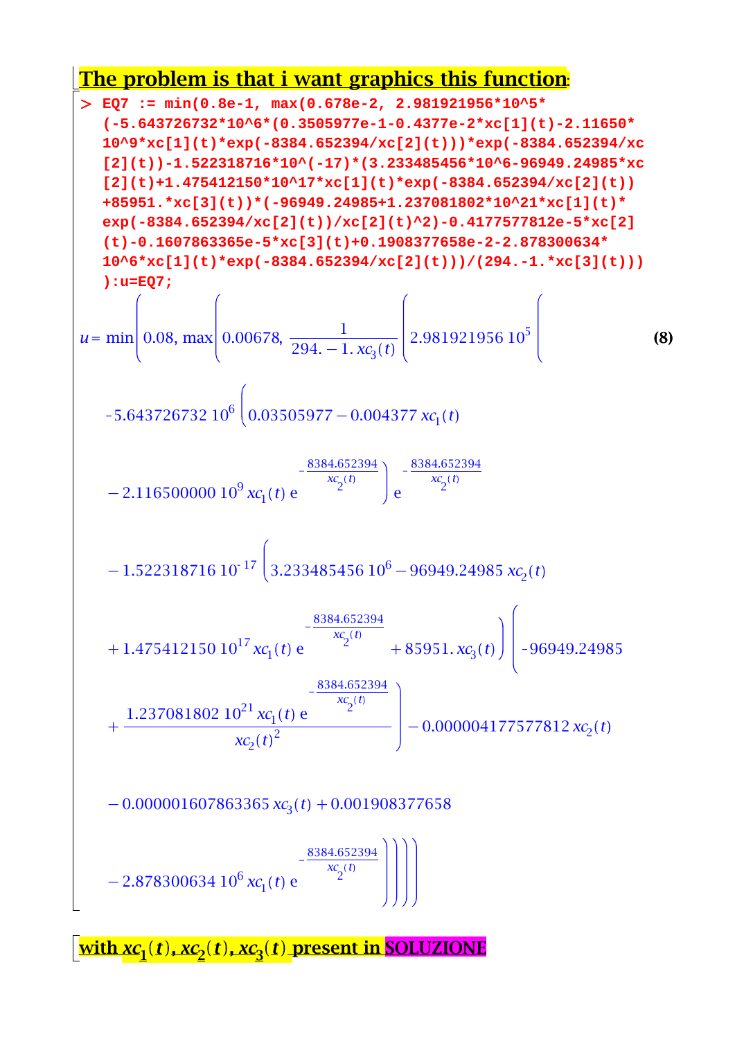**The problem is that i want graphics this function:**

```
> EQ7 := min(0.8e-1, max(0.678e-2, 2.981921956*10^5*
  (-5.643726732*10^6*(0.3505977e-1-0.4377e-2*xc[1](t)-2.11650*
  10^9*xc[1](t)*exp(-8384.652394/xc[2](t)))*exp(-8384.652394/xc
  [2](t))-1.522318716*10^(-17)*(3.233485456*10^6-96949.24985*xc
  [2](t)+1.475412150*10^17*xc[1](t)*exp(-8384.652394/xc[2](t))
  +85951.*xc[3](t))*(-96949.24985+1.237081802*10^21*xc[1](t)*
  exp(-8384.652394/xc[2](t))/xc[2](t)^2)-0.4177577812e-5*xc[2]
  (t)-0.1607863365e-5*xc[3](t)+0.1908377658e-2-2.878300634*
  10^6*xc[1](t)*exp(-8384.652394/xc[2](t)))/(294.-1.*xc[3](t)))
  ):u=EQ7;
```

$$u = \min\left(0.08, \max\left(0.00678, \frac{1}{294. - 1.\, xc_3(t)}\left(2.981921956\;10^5\left(-5.643726732\;10^6\left(0.03505977 - 0.004377\, xc_1(t) - 2.116500000\;10^9\, xc_1(t)\, e^{-\frac{8384.652394}{xc_2(t)}}\right) e^{-\frac{8384.652394}{xc_2(t)}} - 1.522318716\;10^{-17}\left(3.233485456\;10^6 - 96949.24985\, xc_2(t) + 1.475412150\;10^{17}\, xc_1(t)\, e^{-\frac{8384.652394}{xc_2(t)}} + 85951.\, xc_3(t)\right)\left(-96949.24985 + \frac{1.237081802\;10^{21}\, xc_1(t)\, e^{-\frac{8384.652394}{xc_2(t)}}}{xc_2(t)^2}\right) - 0.000004177577812\, xc_2(t) - 0.000001607863365\, xc_3(t) + 0.001908377658 - 2.878300634\;10^6\, xc_1(t)\, e^{-\frac{8384.652394}{xc_2(t)}}\right)\right)\right)\right) \quad \textbf{(8)}$$

**with $xc_1(t)$, $xc_2(t)$, $xc_3(t)$ present in SOLUZIONE**